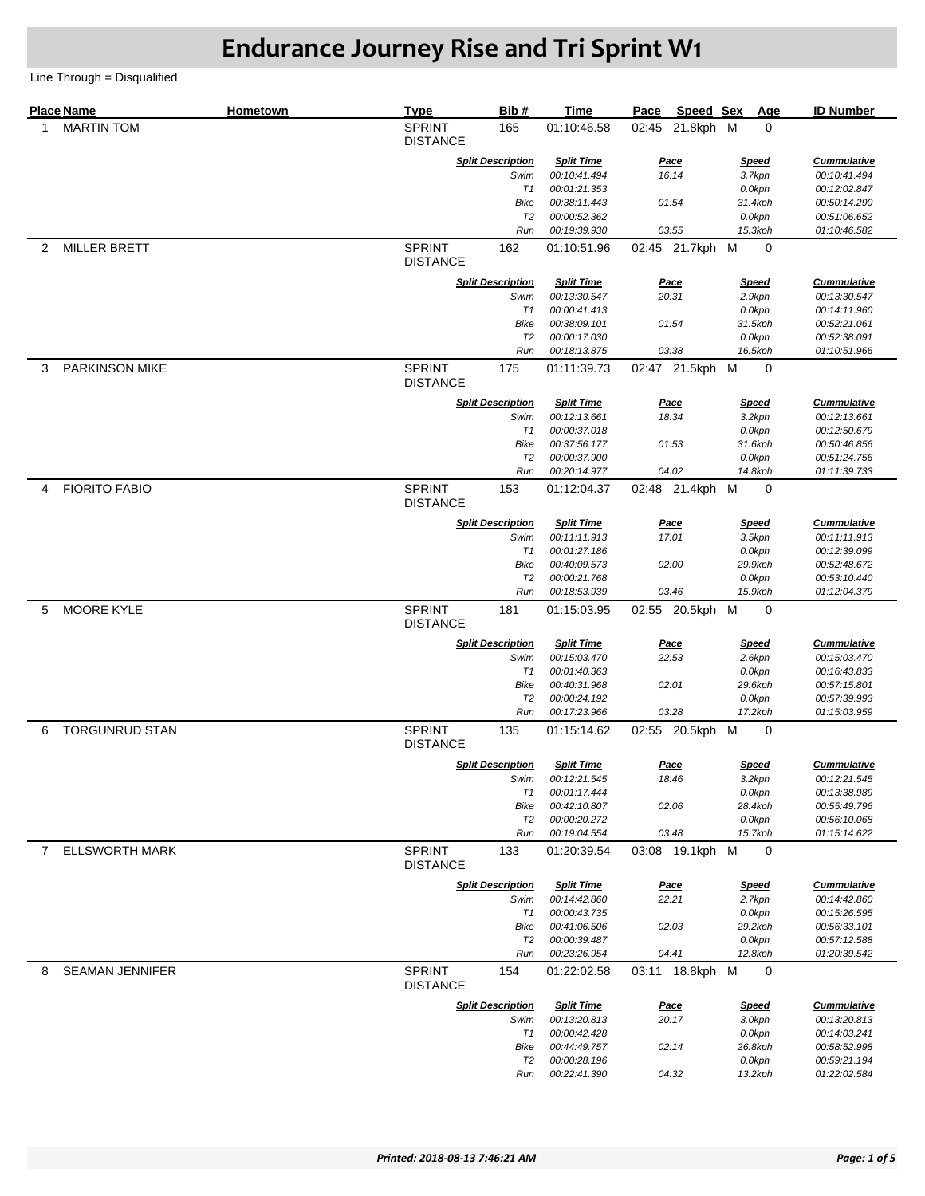# Endurance Journey Rise and Tri Sprint W1

Line Through = Disqualified

| Place | Name | Hometown | Type | Bib # | Time | Pace | Speed | Sex | Age | ID Number |
|---|---|---|---|---|---|---|---|---|---|---|
| 1 | MARTIN TOM | | SPRINT DISTANCE | 165 | 01:10:46.58 | 02:45 | 21.8kph | M | 0 | |

| Split Description | Split Time | Pace | Speed | Cummulative |
|---|---|---|---|---|
| *Swim* | *00:10:41.494* | *16:14* | *3.7kph* | *00:10:41.494* |
| *T1* | *00:01:21.353* | | *0.0kph* | *00:12:02.847* |
| *Bike* | *00:38:11.443* | *01:54* | *31.4kph* | *00:50:14.290* |
| *T2* | *00:00:52.362* | | *0.0kph* | *00:51:06.652* |
| *Run* | *00:19:39.930* | *03:55* | *15.3kph* | *01:10:46.582* |

| Place | Name | Hometown | Type | Bib # | Time | Pace | Speed | Sex | Age | ID Number |
|---|---|---|---|---|---|---|---|---|---|---|
| 2 | MILLER BRETT | | SPRINT DISTANCE | 162 | 01:10:51.96 | 02:45 | 21.7kph | M | 0 | |

| Split Description | Split Time | Pace | Speed | Cummulative |
|---|---|---|---|---|
| *Swim* | *00:13:30.547* | *20:31* | *2.9kph* | *00:13:30.547* |
| *T1* | *00:00:41.413* | | *0.0kph* | *00:14:11.960* |
| *Bike* | *00:38:09.101* | *01:54* | *31.5kph* | *00:52:21.061* |
| *T2* | *00:00:17.030* | | *0.0kph* | *00:52:38.091* |
| *Run* | *00:18:13.875* | *03:38* | *16.5kph* | *01:10:51.966* |

| Place | Name | Hometown | Type | Bib # | Time | Pace | Speed | Sex | Age | ID Number |
|---|---|---|---|---|---|---|---|---|---|---|
| 3 | PARKINSON MIKE | | SPRINT DISTANCE | 175 | 01:11:39.73 | 02:47 | 21.5kph | M | 0 | |

| Split Description | Split Time | Pace | Speed | Cummulative |
|---|---|---|---|---|
| *Swim* | *00:12:13.661* | *18:34* | *3.2kph* | *00:12:13.661* |
| *T1* | *00:00:37.018* | | *0.0kph* | *00:12:50.679* |
| *Bike* | *00:37:56.177* | *01:53* | *31.6kph* | *00:50:46.856* |
| *T2* | *00:00:37.900* | | *0.0kph* | *00:51:24.756* |
| *Run* | *00:20:14.977* | *04:02* | *14.8kph* | *01:11:39.733* |

| Place | Name | Hometown | Type | Bib # | Time | Pace | Speed | Sex | Age | ID Number |
|---|---|---|---|---|---|---|---|---|---|---|
| 4 | FIORITO FABIO | | SPRINT DISTANCE | 153 | 01:12:04.37 | 02:48 | 21.4kph | M | 0 | |

| Split Description | Split Time | Pace | Speed | Cummulative |
|---|---|---|---|---|
| *Swim* | *00:11:11.913* | *17:01* | *3.5kph* | *00:11:11.913* |
| *T1* | *00:01:27.186* | | *0.0kph* | *00:12:39.099* |
| *Bike* | *00:40:09.573* | *02:00* | *29.9kph* | *00:52:48.672* |
| *T2* | *00:00:21.768* | | *0.0kph* | *00:53:10.440* |
| *Run* | *00:18:53.939* | *03:46* | *15.9kph* | *01:12:04.379* |

| Place | Name | Hometown | Type | Bib # | Time | Pace | Speed | Sex | Age | ID Number |
|---|---|---|---|---|---|---|---|---|---|---|
| 5 | MOORE KYLE | | SPRINT DISTANCE | 181 | 01:15:03.95 | 02:55 | 20.5kph | M | 0 | |

| Split Description | Split Time | Pace | Speed | Cummulative |
|---|---|---|---|---|
| *Swim* | *00:15:03.470* | *22:53* | *2.6kph* | *00:15:03.470* |
| *T1* | *00:01:40.363* | | *0.0kph* | *00:16:43.833* |
| *Bike* | *00:40:31.968* | *02:01* | *29.6kph* | *00:57:15.801* |
| *T2* | *00:00:24.192* | | *0.0kph* | *00:57:39.993* |
| *Run* | *00:17:23.966* | *03:28* | *17.2kph* | *01:15:03.959* |

| Place | Name | Hometown | Type | Bib # | Time | Pace | Speed | Sex | Age | ID Number |
|---|---|---|---|---|---|---|---|---|---|---|
| 6 | TORGUNRUD STAN | | SPRINT DISTANCE | 135 | 01:15:14.62 | 02:55 | 20.5kph | M | 0 | |

| Split Description | Split Time | Pace | Speed | Cummulative |
|---|---|---|---|---|
| *Swim* | *00:12:21.545* | *18:46* | *3.2kph* | *00:12:21.545* |
| *T1* | *00:01:17.444* | | *0.0kph* | *00:13:38.989* |
| *Bike* | *00:42:10.807* | *02:06* | *28.4kph* | *00:55:49.796* |
| *T2* | *00:00:20.272* | | *0.0kph* | *00:56:10.068* |
| *Run* | *00:19:04.554* | *03:48* | *15.7kph* | *01:15:14.622* |

| Place | Name | Hometown | Type | Bib # | Time | Pace | Speed | Sex | Age | ID Number |
|---|---|---|---|---|---|---|---|---|---|---|
| 7 | ELLSWORTH MARK | | SPRINT DISTANCE | 133 | 01:20:39.54 | 03:08 | 19.1kph | M | 0 | |

| Split Description | Split Time | Pace | Speed | Cummulative |
|---|---|---|---|---|
| *Swim* | *00:14:42.860* | *22:21* | *2.7kph* | *00:14:42.860* |
| *T1* | *00:00:43.735* | | *0.0kph* | *00:15:26.595* |
| *Bike* | *00:41:06.506* | *02:03* | *29.2kph* | *00:56:33.101* |
| *T2* | *00:00:39.487* | | *0.0kph* | *00:57:12.588* |
| *Run* | *00:23:26.954* | *04:41* | *12.8kph* | *01:20:39.542* |

| Place | Name | Hometown | Type | Bib # | Time | Pace | Speed | Sex | Age | ID Number |
|---|---|---|---|---|---|---|---|---|---|---|
| 8 | SEAMAN JENNIFER | | SPRINT DISTANCE | 154 | 01:22:02.58 | 03:11 | 18.8kph | M | 0 | |

| Split Description | Split Time | Pace | Speed | Cummulative |
|---|---|---|---|---|
| *Swim* | *00:13:20.813* | *20:17* | *3.0kph* | *00:13:20.813* |
| *T1* | *00:00:42.428* | | *0.0kph* | *00:14:03.241* |
| *Bike* | *00:44:49.757* | *02:14* | *26.8kph* | *00:58:52.998* |
| *T2* | *00:00:28.196* | | *0.0kph* | *00:59:21.194* |
| *Run* | *00:22:41.390* | *04:32* | *13.2kph* | *01:22:02.584* |

***Printed: 2018-08-13 7:46:21 AM***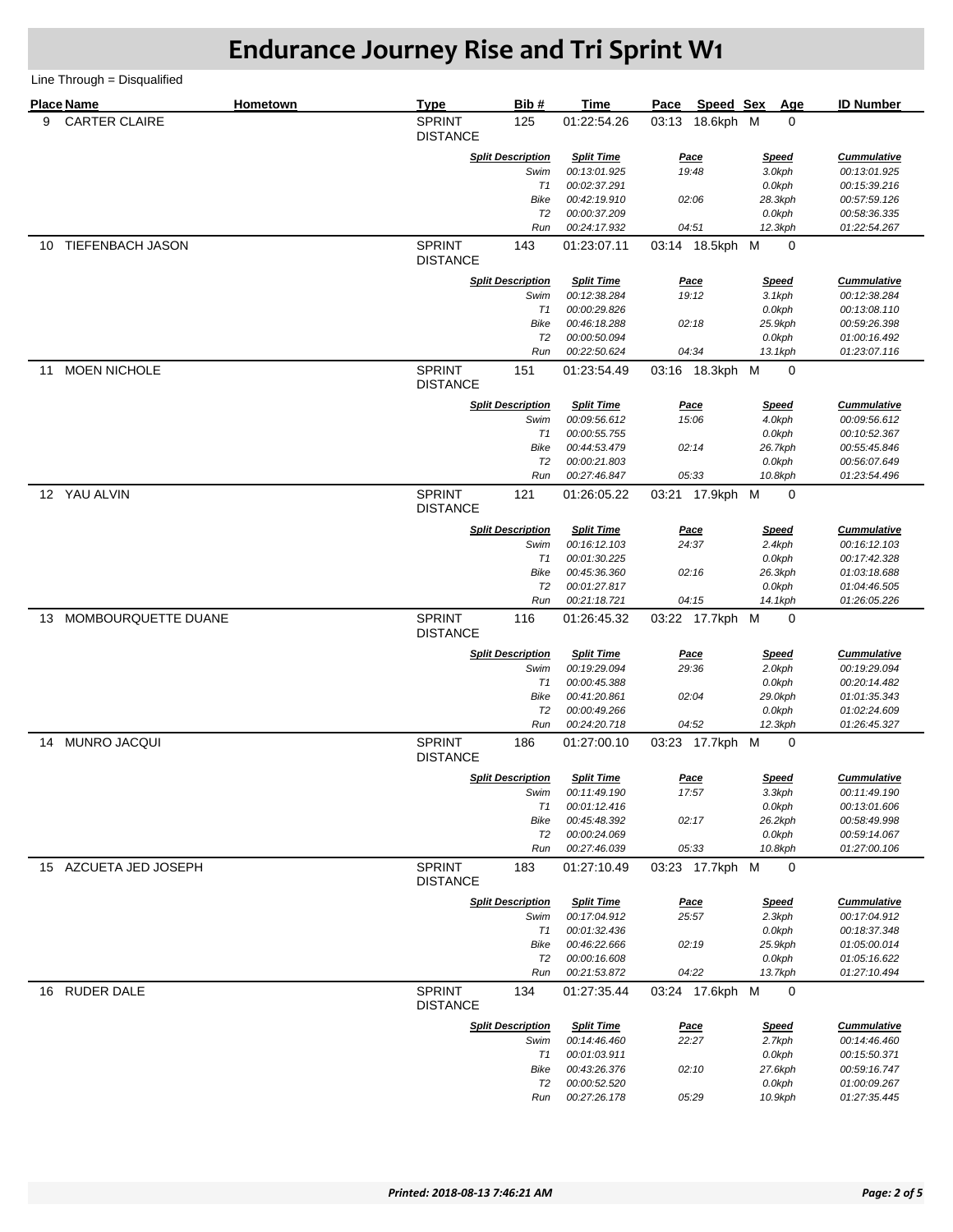# Endurance Journey Rise and Tri Sprint W1

Line Through = Disqualified

| Place | Name | Hometown | Type | Bib # | Time | Pace | Speed | Sex | Age | ID Number |
|---|---|---|---|---|---|---|---|---|---|---|
| 9 | CARTER CLAIRE | | SPRINT DISTANCE | 125 | 01:22:54.26 | 03:13 | 18.6kph | M | 0 | |

| Split Description | Split Time | Pace | Speed | Cummulative |
|---|---|---|---|---|
| Swim | 00:13:01.925 | 19:48 | 3.0kph | 00:13:01.925 |
| T1 | 00:02:37.291 | | 0.0kph | 00:15:39.216 |
| Bike | 00:42:19.910 | 02:06 | 28.3kph | 00:57:59.126 |
| T2 | 00:00:37.209 | | 0.0kph | 00:58:36.335 |
| Run | 00:24:17.932 | 04:51 | 12.3kph | 01:22:54.267 |

| Place | Name | Hometown | Type | Bib # | Time | Pace | Speed | Sex | Age | ID Number |
|---|---|---|---|---|---|---|---|---|---|---|
| 10 | TIEFENBACH JASON | | SPRINT DISTANCE | 143 | 01:23:07.11 | 03:14 | 18.5kph | M | 0 | |

| Split Description | Split Time | Pace | Speed | Cummulative |
|---|---|---|---|---|
| Swim | 00:12:38.284 | 19:12 | 3.1kph | 00:12:38.284 |
| T1 | 00:00:29.826 | | 0.0kph | 00:13:08.110 |
| Bike | 00:46:18.288 | 02:18 | 25.9kph | 00:59:26.398 |
| T2 | 00:00:50.094 | | 0.0kph | 01:00:16.492 |
| Run | 00:22:50.624 | 04:34 | 13.1kph | 01:23:07.116 |

| Place | Name | Hometown | Type | Bib # | Time | Pace | Speed | Sex | Age | ID Number |
|---|---|---|---|---|---|---|---|---|---|---|
| 11 | MOEN NICHOLE | | SPRINT DISTANCE | 151 | 01:23:54.49 | 03:16 | 18.3kph | M | 0 | |

| Split Description | Split Time | Pace | Speed | Cummulative |
|---|---|---|---|---|
| Swim | 00:09:56.612 | 15:06 | 4.0kph | 00:09:56.612 |
| T1 | 00:00:55.755 | | 0.0kph | 00:10:52.367 |
| Bike | 00:44:53.479 | 02:14 | 26.7kph | 00:55:45.846 |
| T2 | 00:00:21.803 | | 0.0kph | 00:56:07.649 |
| Run | 00:27:46.847 | 05:33 | 10.8kph | 01:23:54.496 |

| Place | Name | Hometown | Type | Bib # | Time | Pace | Speed | Sex | Age | ID Number |
|---|---|---|---|---|---|---|---|---|---|---|
| 12 | YAU ALVIN | | SPRINT DISTANCE | 121 | 01:26:05.22 | 03:21 | 17.9kph | M | 0 | |

| Split Description | Split Time | Pace | Speed | Cummulative |
|---|---|---|---|---|
| Swim | 00:16:12.103 | 24:37 | 2.4kph | 00:16:12.103 |
| T1 | 00:01:30.225 | | 0.0kph | 00:17:42.328 |
| Bike | 00:45:36.360 | 02:16 | 26.3kph | 01:03:18.688 |
| T2 | 00:01:27.817 | | 0.0kph | 01:04:46.505 |
| Run | 00:21:18.721 | 04:15 | 14.1kph | 01:26:05.226 |

| Place | Name | Hometown | Type | Bib # | Time | Pace | Speed | Sex | Age | ID Number |
|---|---|---|---|---|---|---|---|---|---|---|
| 13 | MOMBOURQUETTE DUANE | | SPRINT DISTANCE | 116 | 01:26:45.32 | 03:22 | 17.7kph | M | 0 | |

| Split Description | Split Time | Pace | Speed | Cummulative |
|---|---|---|---|---|
| Swim | 00:19:29.094 | 29:36 | 2.0kph | 00:19:29.094 |
| T1 | 00:00:45.388 | | 0.0kph | 00:20:14.482 |
| Bike | 00:41:20.861 | 02:04 | 29.0kph | 01:01:35.343 |
| T2 | 00:00:49.266 | | 0.0kph | 01:02:24.609 |
| Run | 00:24:20.718 | 04:52 | 12.3kph | 01:26:45.327 |

| Place | Name | Hometown | Type | Bib # | Time | Pace | Speed | Sex | Age | ID Number |
|---|---|---|---|---|---|---|---|---|---|---|
| 14 | MUNRO JACQUI | | SPRINT DISTANCE | 186 | 01:27:00.10 | 03:23 | 17.7kph | M | 0 | |

| Split Description | Split Time | Pace | Speed | Cummulative |
|---|---|---|---|---|
| Swim | 00:11:49.190 | 17:57 | 3.3kph | 00:11:49.190 |
| T1 | 00:01:12.416 | | 0.0kph | 00:13:01.606 |
| Bike | 00:45:48.392 | 02:17 | 26.2kph | 00:58:49.998 |
| T2 | 00:00:24.069 | | 0.0kph | 00:59:14.067 |
| Run | 00:27:46.039 | 05:33 | 10.8kph | 01:27:00.106 |

| Place | Name | Hometown | Type | Bib # | Time | Pace | Speed | Sex | Age | ID Number |
|---|---|---|---|---|---|---|---|---|---|---|
| 15 | AZCUETA JED JOSEPH | | SPRINT DISTANCE | 183 | 01:27:10.49 | 03:23 | 17.7kph | M | 0 | |

| Split Description | Split Time | Pace | Speed | Cummulative |
|---|---|---|---|---|
| Swim | 00:17:04.912 | 25:57 | 2.3kph | 00:17:04.912 |
| T1 | 00:01:32.436 | | 0.0kph | 00:18:37.348 |
| Bike | 00:46:22.666 | 02:19 | 25.9kph | 01:05:00.014 |
| T2 | 00:00:16.608 | | 0.0kph | 01:05:16.622 |
| Run | 00:21:53.872 | 04:22 | 13.7kph | 01:27:10.494 |

| Place | Name | Hometown | Type | Bib # | Time | Pace | Speed | Sex | Age | ID Number |
|---|---|---|---|---|---|---|---|---|---|---|
| 16 | RUDER DALE | | SPRINT DISTANCE | 134 | 01:27:35.44 | 03:24 | 17.6kph | M | 0 | |

| Split Description | Split Time | Pace | Speed | Cummulative |
|---|---|---|---|---|
| Swim | 00:14:46.460 | 22:27 | 2.7kph | 00:14:46.460 |
| T1 | 00:01:03.911 | | 0.0kph | 00:15:50.371 |
| Bike | 00:43:26.376 | 02:10 | 27.6kph | 00:59:16.747 |
| T2 | 00:00:52.520 | | 0.0kph | 01:00:09.267 |
| Run | 00:27:26.178 | 05:29 | 10.9kph | 01:27:35.445 |

*Printed: 2018-08-13 7:46:21 AM*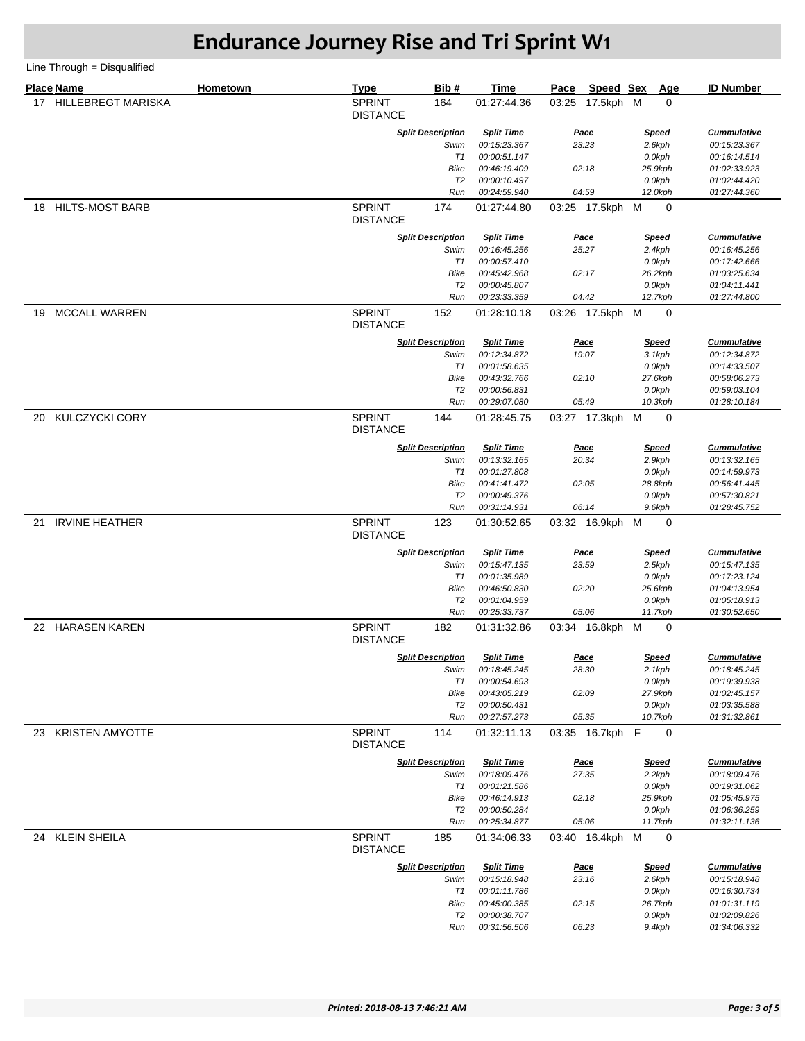# Endurance Journey Rise and Tri Sprint W1

Line Through = Disqualified

| Place | Name | Hometown | Type | Bib # | Time | Pace | Speed | Sex | Age | ID Number |
|---|---|---|---|---|---|---|---|---|---|---|
| 17 | HILLEBREGT MARISKA | | SPRINT DISTANCE | 164 | 01:27:44.36 | 03:25 | 17.5kph | M | 0 | |

| Split Description | Split Time | Pace | Speed | Cummulative |
|---|---|---|---|---|
| Swim | 00:15:23.367 | 23:23 | 2.6kph | 00:15:23.367 |
| T1 | 00:00:51.147 | | 0.0kph | 00:16:14.514 |
| Bike | 00:46:19.409 | 02:18 | 25.9kph | 01:02:33.923 |
| T2 | 00:00:10.497 | | 0.0kph | 01:02:44.420 |
| Run | 00:24:59.940 | 04:59 | 12.0kph | 01:27:44.360 |

| Place | Name | Hometown | Type | Bib # | Time | Pace | Speed | Sex | Age | ID Number |
|---|---|---|---|---|---|---|---|---|---|---|
| 18 | HILTS-MOST BARB | | SPRINT DISTANCE | 174 | 01:27:44.80 | 03:25 | 17.5kph | M | 0 | |

| Split Description | Split Time | Pace | Speed | Cummulative |
|---|---|---|---|---|
| Swim | 00:16:45.256 | 25:27 | 2.4kph | 00:16:45.256 |
| T1 | 00:00:57.410 | | 0.0kph | 00:17:42.666 |
| Bike | 00:45:42.968 | 02:17 | 26.2kph | 01:03:25.634 |
| T2 | 00:00:45.807 | | 0.0kph | 01:04:11.441 |
| Run | 00:23:33.359 | 04:42 | 12.7kph | 01:27:44.800 |

| Place | Name | Hometown | Type | Bib # | Time | Pace | Speed | Sex | Age | ID Number |
|---|---|---|---|---|---|---|---|---|---|---|
| 19 | MCCALL WARREN | | SPRINT DISTANCE | 152 | 01:28:10.18 | 03:26 | 17.5kph | M | 0 | |

| Split Description | Split Time | Pace | Speed | Cummulative |
|---|---|---|---|---|
| Swim | 00:12:34.872 | 19:07 | 3.1kph | 00:12:34.872 |
| T1 | 00:01:58.635 | | 0.0kph | 00:14:33.507 |
| Bike | 00:43:32.766 | 02:10 | 27.6kph | 00:58:06.273 |
| T2 | 00:00:56.831 | | 0.0kph | 00:59:03.104 |
| Run | 00:29:07.080 | 05:49 | 10.3kph | 01:28:10.184 |

| Place | Name | Hometown | Type | Bib # | Time | Pace | Speed | Sex | Age | ID Number |
|---|---|---|---|---|---|---|---|---|---|---|
| 20 | KULCZYCKI CORY | | SPRINT DISTANCE | 144 | 01:28:45.75 | 03:27 | 17.3kph | M | 0 | |

| Split Description | Split Time | Pace | Speed | Cummulative |
|---|---|---|---|---|
| Swim | 00:13:32.165 | 20:34 | 2.9kph | 00:13:32.165 |
| T1 | 00:01:27.808 | | 0.0kph | 00:14:59.973 |
| Bike | 00:41:41.472 | 02:05 | 28.8kph | 00:56:41.445 |
| T2 | 00:00:49.376 | | 0.0kph | 00:57:30.821 |
| Run | 00:31:14.931 | 06:14 | 9.6kph | 01:28:45.752 |

| Place | Name | Hometown | Type | Bib # | Time | Pace | Speed | Sex | Age | ID Number |
|---|---|---|---|---|---|---|---|---|---|---|
| 21 | IRVINE HEATHER | | SPRINT DISTANCE | 123 | 01:30:52.65 | 03:32 | 16.9kph | M | 0 | |

| Split Description | Split Time | Pace | Speed | Cummulative |
|---|---|---|---|---|
| Swim | 00:15:47.135 | 23:59 | 2.5kph | 00:15:47.135 |
| T1 | 00:01:35.989 | | 0.0kph | 00:17:23.124 |
| Bike | 00:46:50.830 | 02:20 | 25.6kph | 01:04:13.954 |
| T2 | 00:01:04.959 | | 0.0kph | 01:05:18.913 |
| Run | 00:25:33.737 | 05:06 | 11.7kph | 01:30:52.650 |

| Place | Name | Hometown | Type | Bib # | Time | Pace | Speed | Sex | Age | ID Number |
|---|---|---|---|---|---|---|---|---|---|---|
| 22 | HARASEN KAREN | | SPRINT DISTANCE | 182 | 01:31:32.86 | 03:34 | 16.8kph | M | 0 | |

| Split Description | Split Time | Pace | Speed | Cummulative |
|---|---|---|---|---|
| Swim | 00:18:45.245 | 28:30 | 2.1kph | 00:18:45.245 |
| T1 | 00:00:54.693 | | 0.0kph | 00:19:39.938 |
| Bike | 00:43:05.219 | 02:09 | 27.9kph | 01:02:45.157 |
| T2 | 00:00:50.431 | | 0.0kph | 01:03:35.588 |
| Run | 00:27:57.273 | 05:35 | 10.7kph | 01:31:32.861 |

| Place | Name | Hometown | Type | Bib # | Time | Pace | Speed | Sex | Age | ID Number |
|---|---|---|---|---|---|---|---|---|---|---|
| 23 | KRISTEN AMYOTTE | | SPRINT DISTANCE | 114 | 01:32:11.13 | 03:35 | 16.7kph | F | 0 | |

| Split Description | Split Time | Pace | Speed | Cummulative |
|---|---|---|---|---|
| Swim | 00:18:09.476 | 27:35 | 2.2kph | 00:18:09.476 |
| T1 | 00:01:21.586 | | 0.0kph | 00:19:31.062 |
| Bike | 00:46:14.913 | 02:18 | 25.9kph | 01:05:45.975 |
| T2 | 00:00:50.284 | | 0.0kph | 01:06:36.259 |
| Run | 00:25:34.877 | 05:06 | 11.7kph | 01:32:11.136 |

| Place | Name | Hometown | Type | Bib # | Time | Pace | Speed | Sex | Age | ID Number |
|---|---|---|---|---|---|---|---|---|---|---|
| 24 | KLEIN SHEILA | | SPRINT DISTANCE | 185 | 01:34:06.33 | 03:40 | 16.4kph | M | 0 | |

| Split Description | Split Time | Pace | Speed | Cummulative |
|---|---|---|---|---|
| Swim | 00:15:18.948 | 23:16 | 2.6kph | 00:15:18.948 |
| T1 | 00:01:11.786 | | 0.0kph | 00:16:30.734 |
| Bike | 00:45:00.385 | 02:15 | 26.7kph | 01:01:31.119 |
| T2 | 00:00:38.707 | | 0.0kph | 01:02:09.826 |
| Run | 00:31:56.506 | 06:23 | 9.4kph | 01:34:06.332 |

*Printed: 2018-08-13 7:46:21 AM*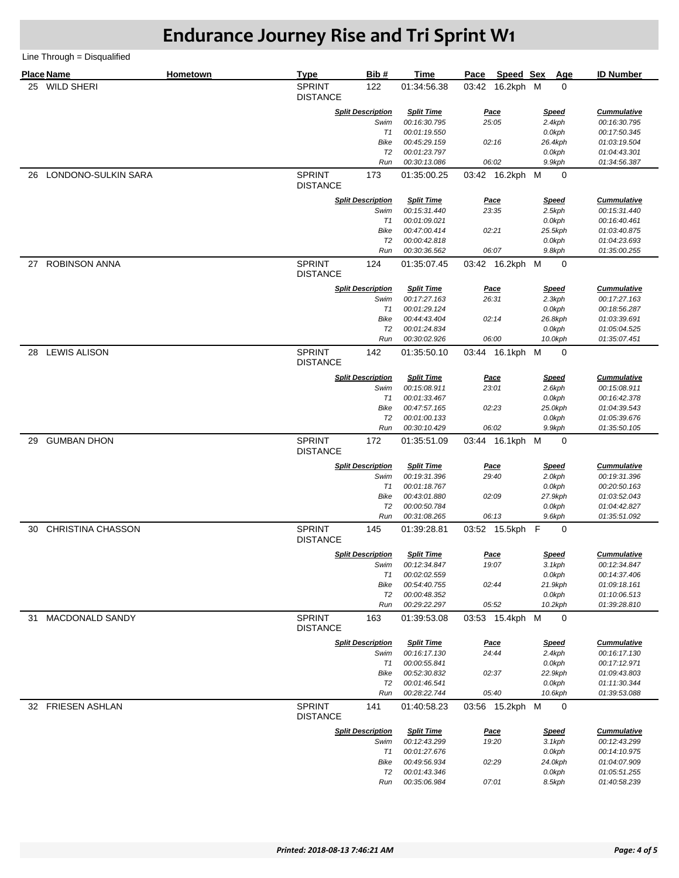# Endurance Journey Rise and Tri Sprint W1

Line Through = Disqualified

| Place | Name | Hometown | Type | Bib # | Time | Pace | Speed | Sex | Age | ID Number |
|---|---|---|---|---|---|---|---|---|---|---|
| 25 | WILD SHERI | | SPRINT DISTANCE | 122 | 01:34:56.38 | 03:42 | 16.2kph | M | 0 | |

| Split Description | Split Time | Pace | Speed | Cummulative |
|---|---|---|---|---|
| *Swim* | *00:16:30.795* | *25:05* | *2.4kph* | *00:16:30.795* |
| *T1* | *00:01:19.550* | | *0.0kph* | *00:17:50.345* |
| *Bike* | *00:45:29.159* | *02:16* | *26.4kph* | *01:03:19.504* |
| *T2* | *00:01:23.797* | | *0.0kph* | *01:04:43.301* |
| *Run* | *00:30:13.086* | *06:02* | *9.9kph* | *01:34:56.387* |

| Place | Name | Hometown | Type | Bib # | Time | Pace | Speed | Sex | Age | ID Number |
|---|---|---|---|---|---|---|---|---|---|---|
| 26 | LONDONO-SULKIN SARA | | SPRINT DISTANCE | 173 | 01:35:00.25 | 03:42 | 16.2kph | M | 0 | |

| Split Description | Split Time | Pace | Speed | Cummulative |
|---|---|---|---|---|
| *Swim* | *00:15:31.440* | *23:35* | *2.5kph* | *00:15:31.440* |
| *T1* | *00:01:09.021* | | *0.0kph* | *00:16:40.461* |
| *Bike* | *00:47:00.414* | *02:21* | *25.5kph* | *01:03:40.875* |
| *T2* | *00:00:42.818* | | *0.0kph* | *01:04:23.693* |
| *Run* | *00:30:36.562* | *06:07* | *9.8kph* | *01:35:00.255* |

| Place | Name | Hometown | Type | Bib # | Time | Pace | Speed | Sex | Age | ID Number |
|---|---|---|---|---|---|---|---|---|---|---|
| 27 | ROBINSON ANNA | | SPRINT DISTANCE | 124 | 01:35:07.45 | 03:42 | 16.2kph | M | 0 | |

| Split Description | Split Time | Pace | Speed | Cummulative |
|---|---|---|---|---|
| *Swim* | *00:17:27.163* | *26:31* | *2.3kph* | *00:17:27.163* |
| *T1* | *00:01:29.124* | | *0.0kph* | *00:18:56.287* |
| *Bike* | *00:44:43.404* | *02:14* | *26.8kph* | *01:03:39.691* |
| *T2* | *00:01:24.834* | | *0.0kph* | *01:05:04.525* |
| *Run* | *00:30:02.926* | *06:00* | *10.0kph* | *01:35:07.451* |

| Place | Name | Hometown | Type | Bib # | Time | Pace | Speed | Sex | Age | ID Number |
|---|---|---|---|---|---|---|---|---|---|---|
| 28 | LEWIS ALISON | | SPRINT DISTANCE | 142 | 01:35:50.10 | 03:44 | 16.1kph | M | 0 | |

| Split Description | Split Time | Pace | Speed | Cummulative |
|---|---|---|---|---|
| *Swim* | *00:15:08.911* | *23:01* | *2.6kph* | *00:15:08.911* |
| *T1* | *00:01:33.467* | | *0.0kph* | *00:16:42.378* |
| *Bike* | *00:47:57.165* | *02:23* | *25.0kph* | *01:04:39.543* |
| *T2* | *00:01:00.133* | | *0.0kph* | *01:05:39.676* |
| *Run* | *00:30:10.429* | *06:02* | *9.9kph* | *01:35:50.105* |

| Place | Name | Hometown | Type | Bib # | Time | Pace | Speed | Sex | Age | ID Number |
|---|---|---|---|---|---|---|---|---|---|---|
| 29 | GUMBAN DHON | | SPRINT DISTANCE | 172 | 01:35:51.09 | 03:44 | 16.1kph | M | 0 | |

| Split Description | Split Time | Pace | Speed | Cummulative |
|---|---|---|---|---|
| *Swim* | *00:19:31.396* | *29:40* | *2.0kph* | *00:19:31.396* |
| *T1* | *00:01:18.767* | | *0.0kph* | *00:20:50.163* |
| *Bike* | *00:43:01.880* | *02:09* | *27.9kph* | *01:03:52.043* |
| *T2* | *00:00:50.784* | | *0.0kph* | *01:04:42.827* |
| *Run* | *00:31:08.265* | *06:13* | *9.6kph* | *01:35:51.092* |

| Place | Name | Hometown | Type | Bib # | Time | Pace | Speed | Sex | Age | ID Number |
|---|---|---|---|---|---|---|---|---|---|---|
| 30 | CHRISTINA CHASSON | | SPRINT DISTANCE | 145 | 01:39:28.81 | 03:52 | 15.5kph | F | 0 | |

| Split Description | Split Time | Pace | Speed | Cummulative |
|---|---|---|---|---|
| *Swim* | *00:12:34.847* | *19:07* | *3.1kph* | *00:12:34.847* |
| *T1* | *00:02:02.559* | | *0.0kph* | *00:14:37.406* |
| *Bike* | *00:54:40.755* | *02:44* | *21.9kph* | *01:09:18.161* |
| *T2* | *00:00:48.352* | | *0.0kph* | *01:10:06.513* |
| *Run* | *00:29:22.297* | *05:52* | *10.2kph* | *01:39:28.810* |

| Place | Name | Hometown | Type | Bib # | Time | Pace | Speed | Sex | Age | ID Number |
|---|---|---|---|---|---|---|---|---|---|---|
| 31 | MACDONALD SANDY | | SPRINT DISTANCE | 163 | 01:39:53.08 | 03:53 | 15.4kph | M | 0 | |

| Split Description | Split Time | Pace | Speed | Cummulative |
|---|---|---|---|---|
| *Swim* | *00:16:17.130* | *24:44* | *2.4kph* | *00:16:17.130* |
| *T1* | *00:00:55.841* | | *0.0kph* | *00:17:12.971* |
| *Bike* | *00:52:30.832* | *02:37* | *22.9kph* | *01:09:43.803* |
| *T2* | *00:01:46.541* | | *0.0kph* | *01:11:30.344* |
| *Run* | *00:28:22.744* | *05:40* | *10.6kph* | *01:39:53.088* |

| Place | Name | Hometown | Type | Bib # | Time | Pace | Speed | Sex | Age | ID Number |
|---|---|---|---|---|---|---|---|---|---|---|
| 32 | FRIESEN ASHLAN | | SPRINT DISTANCE | 141 | 01:40:58.23 | 03:56 | 15.2kph | M | 0 | |

| Split Description | Split Time | Pace | Speed | Cummulative |
|---|---|---|---|---|
| *Swim* | *00:12:43.299* | *19:20* | *3.1kph* | *00:12:43.299* |
| *T1* | *00:01:27.676* | | *0.0kph* | *00:14:10.975* |
| *Bike* | *00:49:56.934* | *02:29* | *24.0kph* | *01:04:07.909* |
| *T2* | *00:01:43.346* | | *0.0kph* | *01:05:51.255* |
| *Run* | *00:35:06.984* | *07:01* | *8.5kph* | *01:40:58.239* |

*Printed: 2018-08-13 7:46:21 AM*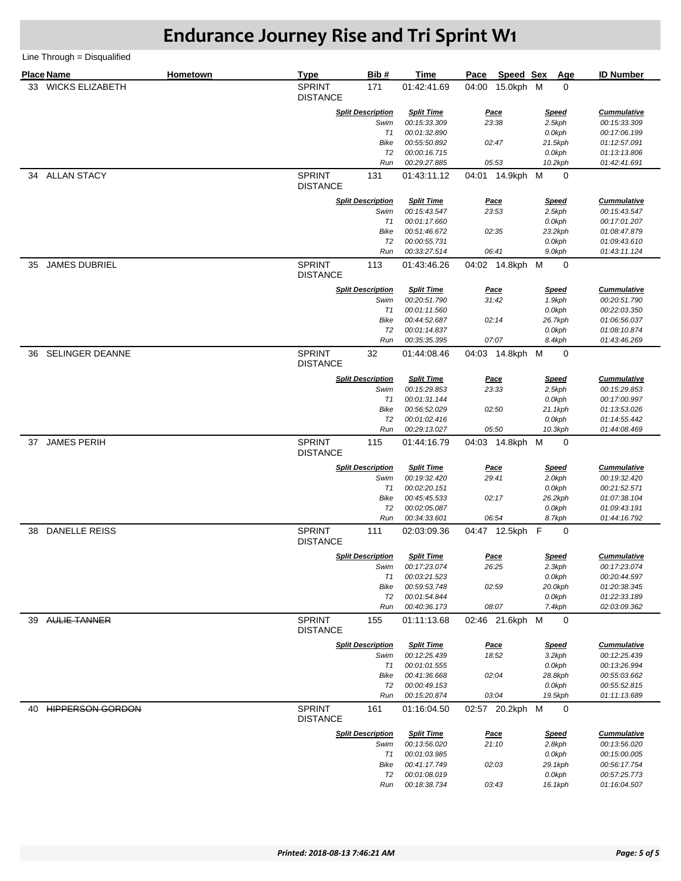# Endurance Journey Rise and Tri Sprint W1

Line Through = Disqualified

| Place | Name | Hometown | Type | Bib # | Time | Pace | Speed | Sex | Age | ID Number |
|---|---|---|---|---|---|---|---|---|---|---|
| 33 | WICKS ELIZABETH | | SPRINT DISTANCE | 171 | 01:42:41.69 | 04:00 | 15.0kph | M | 0 | |

| Split Description | Split Time | Pace | Speed | Cummulative |
|---|---|---|---|---|
| Swim | 00:15:33.309 | 23:38 | 2.5kph | 00:15:33.309 |
| T1 | 00:01:32.890 | | 0.0kph | 00:17:06.199 |
| Bike | 00:55:50.892 | 02:47 | 21.5kph | 01:12:57.091 |
| T2 | 00:00:16.715 | | 0.0kph | 01:13:13.806 |
| Run | 00:29:27.885 | 05:53 | 10.2kph | 01:42:41.691 |

| Place | Name | Hometown | Type | Bib # | Time | Pace | Speed | Sex | Age | ID Number |
|---|---|---|---|---|---|---|---|---|---|---|
| 34 | ALLAN STACY | | SPRINT DISTANCE | 131 | 01:43:11.12 | 04:01 | 14.9kph | M | 0 | |

| Split Description | Split Time | Pace | Speed | Cummulative |
|---|---|---|---|---|
| Swim | 00:15:43.547 | 23:53 | 2.5kph | 00:15:43.547 |
| T1 | 00:01:17.660 | | 0.0kph | 00:17:01.207 |
| Bike | 00:51:46.672 | 02:35 | 23.2kph | 01:08:47.879 |
| T2 | 00:00:55.731 | | 0.0kph | 01:09:43.610 |
| Run | 00:33:27.514 | 06:41 | 9.0kph | 01:43:11.124 |

| Place | Name | Hometown | Type | Bib # | Time | Pace | Speed | Sex | Age | ID Number |
|---|---|---|---|---|---|---|---|---|---|---|
| 35 | JAMES DUBRIEL | | SPRINT DISTANCE | 113 | 01:43:46.26 | 04:02 | 14.8kph | M | 0 | |

| Split Description | Split Time | Pace | Speed | Cummulative |
|---|---|---|---|---|
| Swim | 00:20:51.790 | 31:42 | 1.9kph | 00:20:51.790 |
| T1 | 00:01:11.560 | | 0.0kph | 00:22:03.350 |
| Bike | 00:44:52.687 | 02:14 | 26.7kph | 01:06:56.037 |
| T2 | 00:01:14.837 | | 0.0kph | 01:08:10.874 |
| Run | 00:35:35.395 | 07:07 | 8.4kph | 01:43:46.269 |

| Place | Name | Hometown | Type | Bib # | Time | Pace | Speed | Sex | Age | ID Number |
|---|---|---|---|---|---|---|---|---|---|---|
| 36 | SELINGER DEANNE | | SPRINT DISTANCE | 32 | 01:44:08.46 | 04:03 | 14.8kph | M | 0 | |

| Split Description | Split Time | Pace | Speed | Cummulative |
|---|---|---|---|---|
| Swim | 00:15:29.853 | 23:33 | 2.5kph | 00:15:29.853 |
| T1 | 00:01:31.144 | | 0.0kph | 00:17:00.997 |
| Bike | 00:56:52.029 | 02:50 | 21.1kph | 01:13:53.026 |
| T2 | 00:01:02.416 | | 0.0kph | 01:14:55.442 |
| Run | 00:29:13.027 | 05:50 | 10.3kph | 01:44:08.469 |

| Place | Name | Hometown | Type | Bib # | Time | Pace | Speed | Sex | Age | ID Number |
|---|---|---|---|---|---|---|---|---|---|---|
| 37 | JAMES PERIH | | SPRINT DISTANCE | 115 | 01:44:16.79 | 04:03 | 14.8kph | M | 0 | |

| Split Description | Split Time | Pace | Speed | Cummulative |
|---|---|---|---|---|
| Swim | 00:19:32.420 | 29:41 | 2.0kph | 00:19:32.420 |
| T1 | 00:02:20.151 | | 0.0kph | 00:21:52.571 |
| Bike | 00:45:45.533 | 02:17 | 26.2kph | 01:07:38.104 |
| T2 | 00:02:05.087 | | 0.0kph | 01:09:43.191 |
| Run | 00:34:33.601 | 06:54 | 8.7kph | 01:44:16.792 |

| Place | Name | Hometown | Type | Bib # | Time | Pace | Speed | Sex | Age | ID Number |
|---|---|---|---|---|---|---|---|---|---|---|
| 38 | DANELLE REISS | | SPRINT DISTANCE | 111 | 02:03:09.36 | 04:47 | 12.5kph | F | 0 | |

| Split Description | Split Time | Pace | Speed | Cummulative |
|---|---|---|---|---|
| Swim | 00:17:23.074 | 26:25 | 2.3kph | 00:17:23.074 |
| T1 | 00:03:21.523 | | 0.0kph | 00:20:44.597 |
| Bike | 00:59:53.748 | 02:59 | 20.0kph | 01:20:38.345 |
| T2 | 00:01:54.844 | | 0.0kph | 01:22:33.189 |
| Run | 00:40:36.173 | 08:07 | 7.4kph | 02:03:09.362 |

| Place | Name | Hometown | Type | Bib # | Time | Pace | Speed | Sex | Age | ID Number |
|---|---|---|---|---|---|---|---|---|---|---|
| 39 | ~~AULIE TANNER~~ | | SPRINT DISTANCE | 155 | 01:11:13.68 | 02:46 | 21.6kph | M | 0 | |

| Split Description | Split Time | Pace | Speed | Cummulative |
|---|---|---|---|---|
| Swim | 00:12:25.439 | 18:52 | 3.2kph | 00:12:25.439 |
| T1 | 00:01:01.555 | | 0.0kph | 00:13:26.994 |
| Bike | 00:41:36.668 | 02:04 | 28.8kph | 00:55:03.662 |
| T2 | 00:00:49.153 | | 0.0kph | 00:55:52.815 |
| Run | 00:15:20.874 | 03:04 | 19.5kph | 01:11:13.689 |

| Place | Name | Hometown | Type | Bib # | Time | Pace | Speed | Sex | Age | ID Number |
|---|---|---|---|---|---|---|---|---|---|---|
| 40 | ~~HIPPERSON GORDON~~ | | SPRINT DISTANCE | 161 | 01:16:04.50 | 02:57 | 20.2kph | M | 0 | |

| Split Description | Split Time | Pace | Speed | Cummulative |
|---|---|---|---|---|
| Swim | 00:13:56.020 | 21:10 | 2.8kph | 00:13:56.020 |
| T1 | 00:01:03.985 | | 0.0kph | 00:15:00.005 |
| Bike | 00:41:17.749 | 02:03 | 29.1kph | 00:56:17.754 |
| T2 | 00:01:08.019 | | 0.0kph | 00:57:25.773 |
| Run | 00:18:38.734 | 03:43 | 16.1kph | 01:16:04.507 |

*Printed: 2018-08-13 7:46:21 AM*